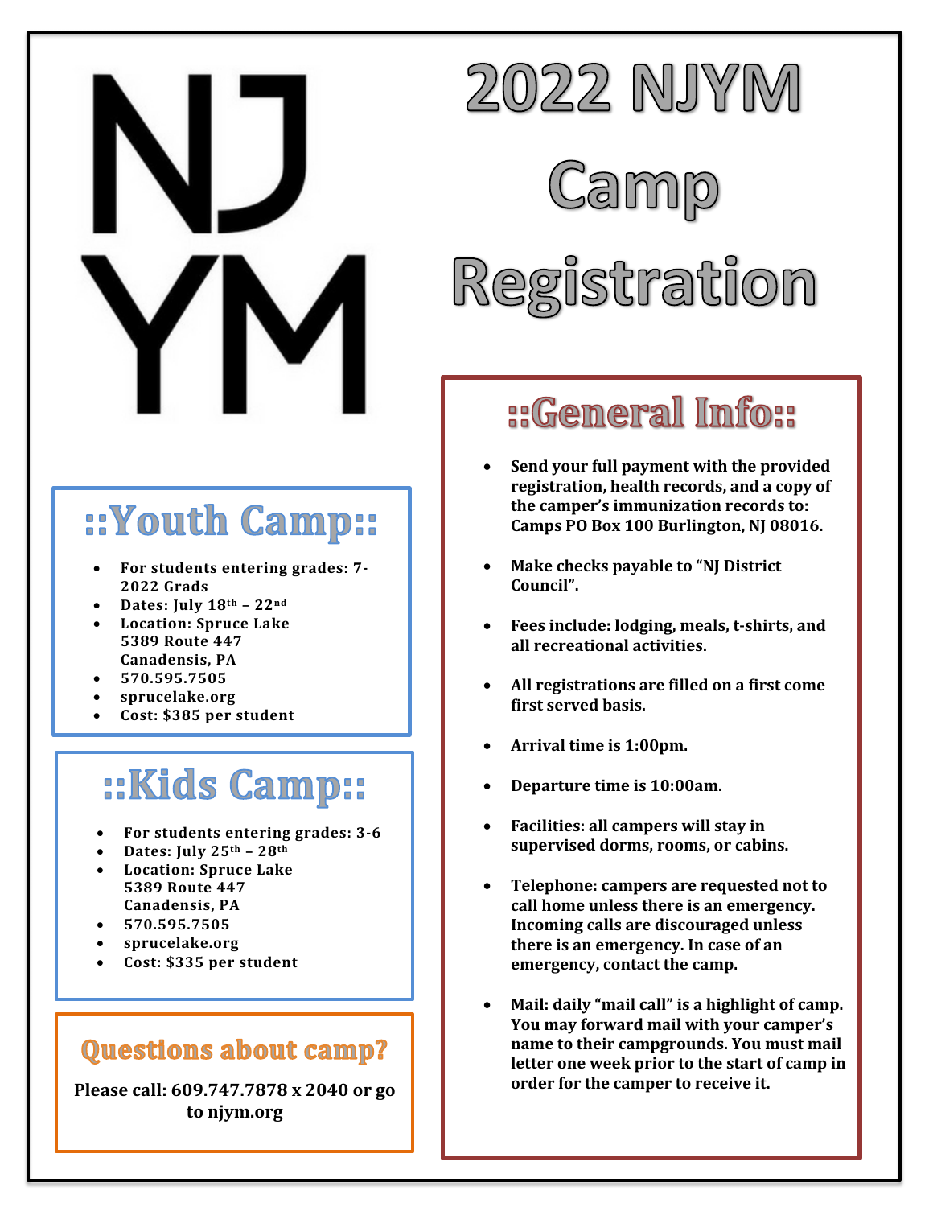# NJ YM

# 2022 NJYM Camp Registration

## ::Youth Camp::

- For students entering grades: 7-2022 Grads
- Dates: July 18th – 22nd
- Location: Spruce Lake 5389 Route 447 Canadensis, PA
- 570.595.7505
- sprucelake.org
- Cost: $385 per student

## ::Kids Camp::

- For students entering grades: 3-6
- Dates: July 25th – 28th
- Location: Spruce Lake 5389 Route 447 Canadensis, PA
- 570.595.7505
- sprucelake.org
- Cost: $335 per student

## Questions about camp?

**Please call: 609.747.7878 x 2040 or go to njym.org**

## ::General Info::

- **Send your full payment with the provided registration, health records, and a copy of the camper's immunization records to: Camps PO Box 100 Burlington, NJ 08016.**
- **Make checks payable to "NJ District Council".**
- **Fees include: lodging, meals, t-shirts, and all recreational activities.**
- **All registrations are filled on a first come first served basis.**
- **Arrival time is 1:00pm.**
- **Departure time is 10:00am.**
- **Facilities: all campers will stay in supervised dorms, rooms, or cabins.**
- **Telephone: campers are requested not to call home unless there is an emergency. Incoming calls are discouraged unless there is an emergency. In case of an emergency, contact the camp.**
- **Mail: daily "mail call" is a highlight of camp. You may forward mail with your camper's name to their campgrounds. You must mail letter one week prior to the start of camp in order for the camper to receive it.**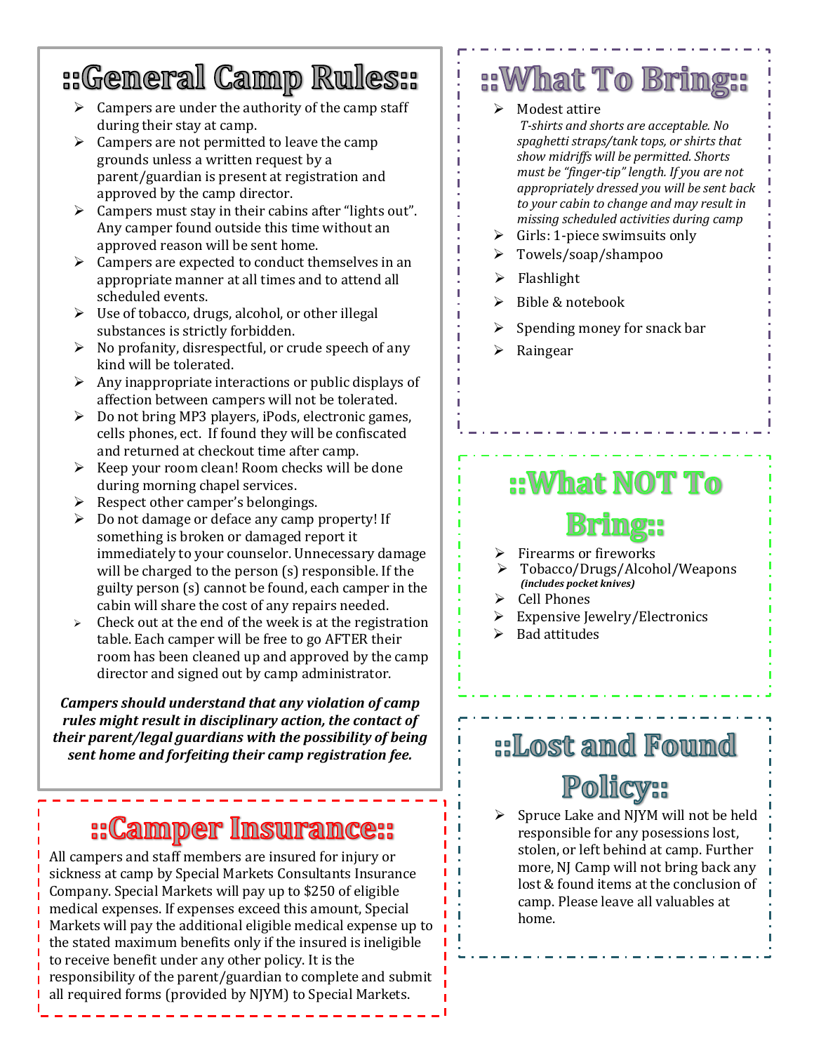## ::General Camp Rules::

- Campers are under the authority of the camp staff during their stay at camp.
- Campers are not permitted to leave the camp grounds unless a written request by a parent/guardian is present at registration and approved by the camp director.
- Campers must stay in their cabins after "lights out". Any camper found outside this time without an approved reason will be sent home.
- Campers are expected to conduct themselves in an appropriate manner at all times and to attend all scheduled events.
- Use of tobacco, drugs, alcohol, or other illegal substances is strictly forbidden.
- No profanity, disrespectful, or crude speech of any kind will be tolerated.
- Any inappropriate interactions or public displays of affection between campers will not be tolerated.
- Do not bring MP3 players, iPods, electronic games, cells phones, ect. If found they will be confiscated and returned at checkout time after camp.
- Keep your room clean! Room checks will be done during morning chapel services.
- Respect other camper's belongings.
- Do not damage or deface any camp property! If something is broken or damaged report it immediately to your counselor. Unnecessary damage will be charged to the person (s) responsible. If the guilty person (s) cannot be found, each camper in the cabin will share the cost of any repairs needed.
- Check out at the end of the week is at the registration table. Each camper will be free to go AFTER their room has been cleaned up and approved by the camp director and signed out by camp administrator.

***Campers should understand that any violation of camp rules might result in disciplinary action, the contact of their parent/legal guardians with the possibility of being sent home and forfeiting their camp registration fee.***

## ::Camper Insurance::

All campers and staff members are insured for injury or sickness at camp by Special Markets Consultants Insurance Company. Special Markets will pay up to $250 of eligible medical expenses. If expenses exceed this amount, Special Markets will pay the additional eligible medical expense up to the stated maximum benefits only if the insured is ineligible to receive benefit under any other policy. It is the responsibility of the parent/guardian to complete and submit all required forms (provided by NJYM) to Special Markets.

## ::What To Bring::

- Modest attire
  *T-shirts and shorts are acceptable. No spaghetti straps/tank tops, or shirts that show midriffs will be permitted. Shorts must be "finger-tip" length. If you are not appropriately dressed you will be sent back to your cabin to change and may result in missing scheduled activities during camp*
- Girls: 1-piece swimsuits only
- Towels/soap/shampoo
- Flashlight
- Bible & notebook
- Spending money for snack bar
- Raingear

## ::What NOT To Bring::

- Firearms or fireworks
- Tobacco/Drugs/Alcohol/Weapons
  ***(includes pocket knives)***
- Cell Phones
- Expensive Jewelry/Electronics
- Bad attitudes

## ::Lost and Found Policy::

- Spruce Lake and NJYM will not be held responsible for any posessions lost, stolen, or left behind at camp. Further more, NJ Camp will not bring back any lost & found items at the conclusion of camp. Please leave all valuables at home.